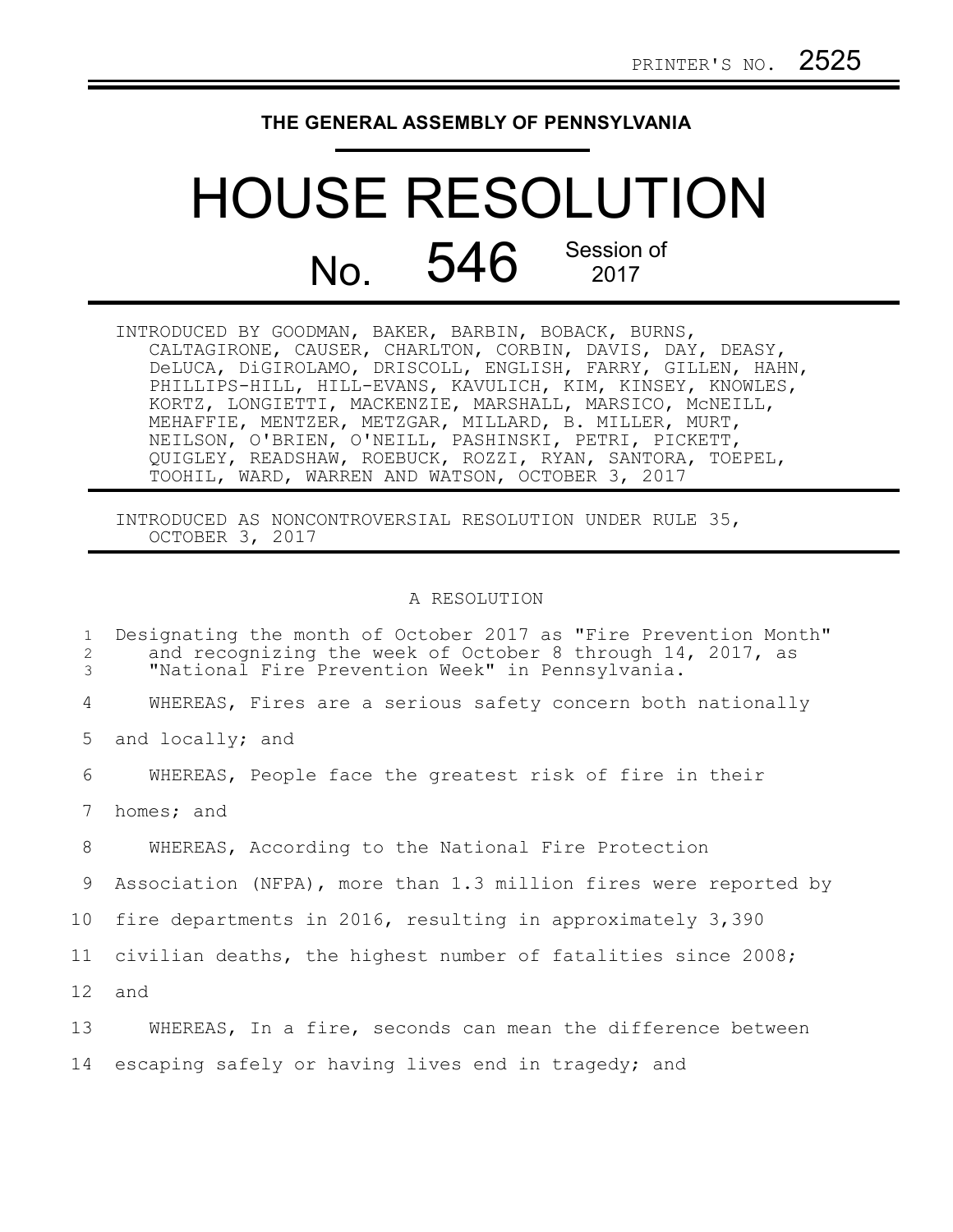PRINTER'S NO. 2525

THE GENERAL ASSEMBLY OF PENNSYLVANIA

# HOUSE RESOLUTION

## No. 546 Session of 2017

INTRODUCED BY GOODMAN, BAKER, BARBIN, BOBACK, BURNS, CALTAGIRONE, CAUSER, CHARLTON, CORBIN, DAVIS, DAY, DEASY, DeLUCA, DiGIROLAMO, DRISCOLL, ENGLISH, FARRY, GILLEN, HAHN, PHILLIPS-HILL, HILL-EVANS, KAVULICH, KIM, KINSEY, KNOWLES, KORTZ, LONGIETTI, MACKENZIE, MARSHALL, MARSICO, McNEILL, MEHAFFIE, MENTZER, METZGAR, MILLARD, B. MILLER, MURT, NEILSON, O'BRIEN, O'NEILL, PASHINSKI, PETRI, PICKETT, QUIGLEY, READSHAW, ROEBUCK, ROZZI, RYAN, SANTORA, TOEPEL, TOOHIL, WARD, WARREN AND WATSON, OCTOBER 3, 2017

INTRODUCED AS NONCONTROVERSIAL RESOLUTION UNDER RULE 35, OCTOBER 3, 2017

A RESOLUTION

Designating the month of October 2017 as "Fire Prevention Month" and recognizing the week of October 8 through 14, 2017, as "National Fire Prevention Week" in Pennsylvania.

WHEREAS, Fires are a serious safety concern both nationally and locally; and

WHEREAS, People face the greatest risk of fire in their homes; and

WHEREAS, According to the National Fire Protection Association (NFPA), more than 1.3 million fires were reported by fire departments in 2016, resulting in approximately 3,390 civilian deaths, the highest number of fatalities since 2008; and

WHEREAS, In a fire, seconds can mean the difference between escaping safely or having lives end in tragedy; and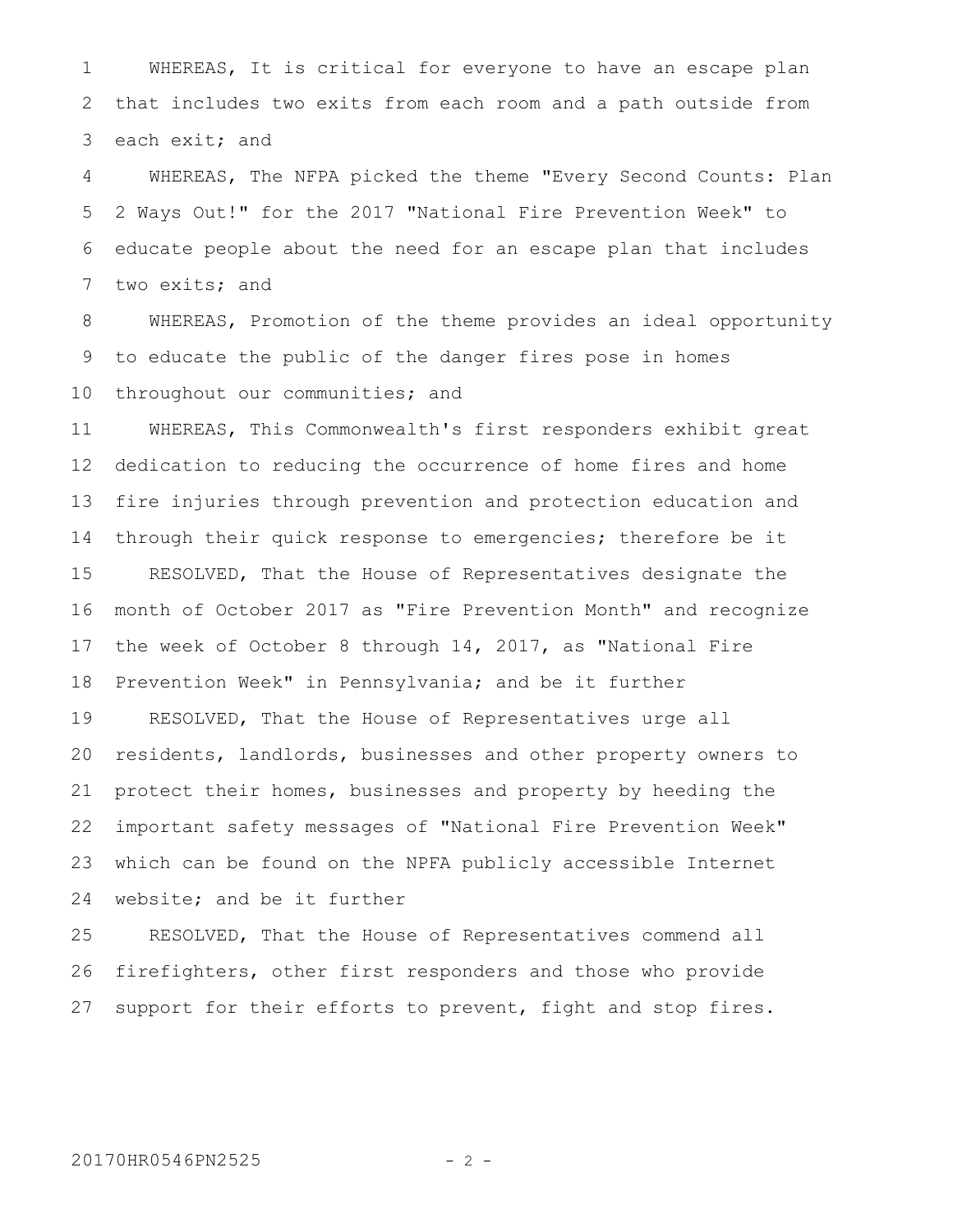WHEREAS, It is critical for everyone to have an escape plan that includes two exits from each room and a path outside from each exit; and

WHEREAS, The NFPA picked the theme "Every Second Counts: Plan 2 Ways Out!" for the 2017 "National Fire Prevention Week" to educate people about the need for an escape plan that includes two exits; and

WHEREAS, Promotion of the theme provides an ideal opportunity to educate the public of the danger fires pose in homes throughout our communities; and

WHEREAS, This Commonwealth's first responders exhibit great dedication to reducing the occurrence of home fires and home fire injuries through prevention and protection education and through their quick response to emergencies; therefore be it

RESOLVED, That the House of Representatives designate the month of October 2017 as "Fire Prevention Month" and recognize the week of October 8 through 14, 2017, as "National Fire Prevention Week" in Pennsylvania; and be it further

RESOLVED, That the House of Representatives urge all residents, landlords, businesses and other property owners to protect their homes, businesses and property by heeding the important safety messages of "National Fire Prevention Week" which can be found on the NPFA publicly accessible Internet website; and be it further

RESOLVED, That the House of Representatives commend all firefighters, other first responders and those who provide support for their efforts to prevent, fight and stop fires.